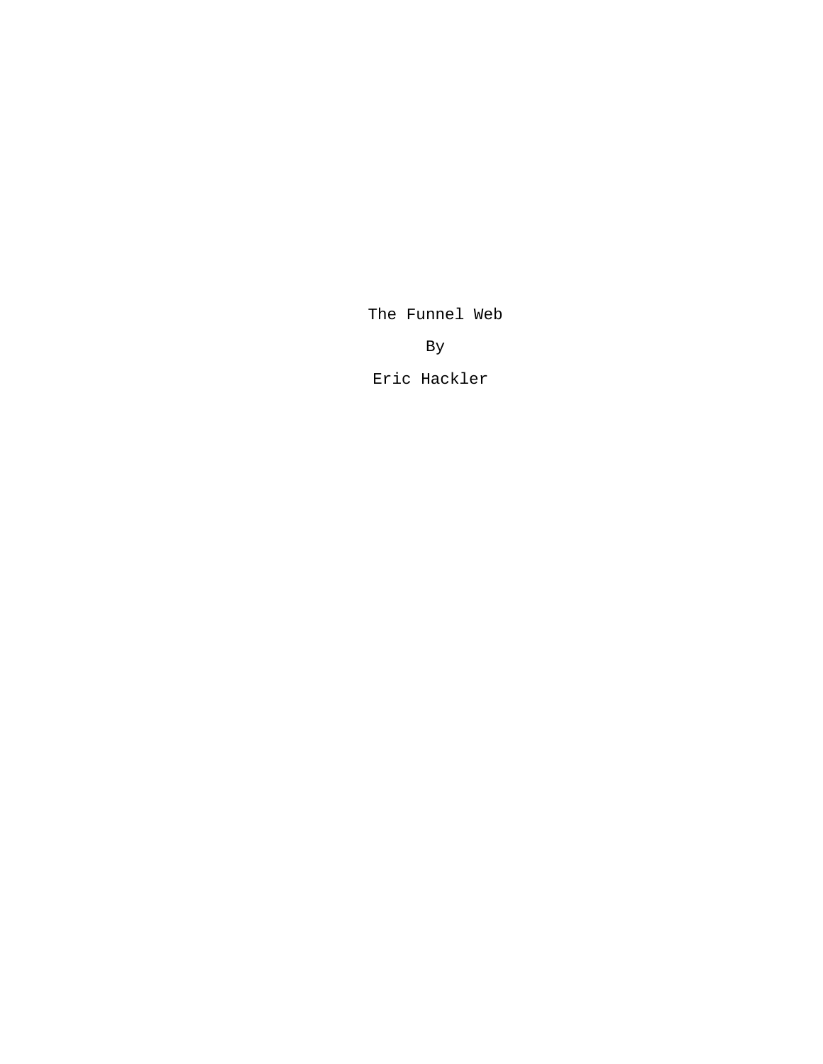# The Funnel Web

By

Eric Hackler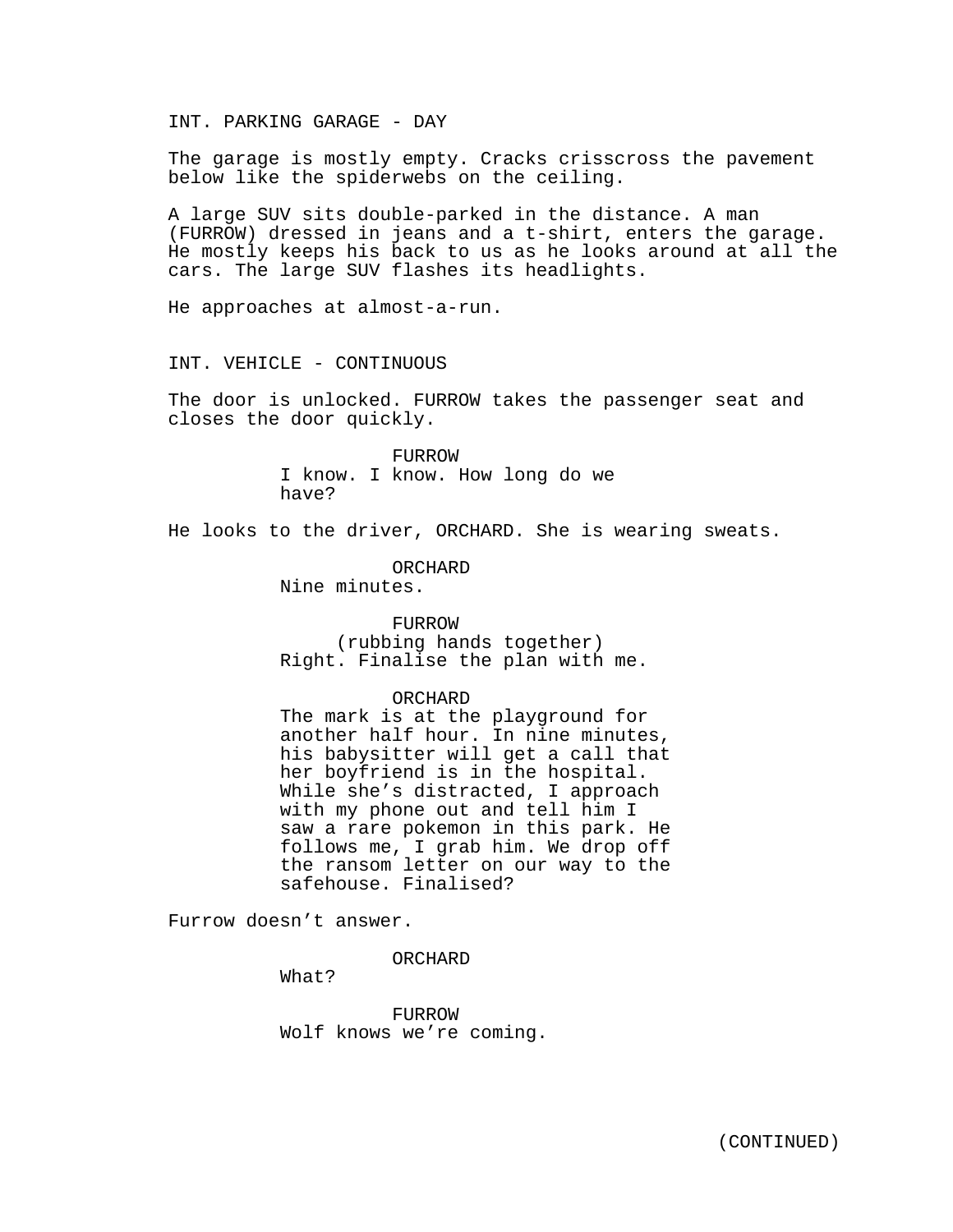INT. PARKING GARAGE - DAY

The garage is mostly empty. Cracks crisscross the pavement below like the spiderwebs on the ceiling.

A large SUV sits double-parked in the distance. A man (FURROW) dressed in jeans and a t-shirt, enters the garage. He mostly keeps his back to us as he looks around at all the cars. The large SUV flashes its headlights.

He approaches at almost-a-run.

INT. VEHICLE - CONTINUOUS

The door is unlocked. FURROW takes the passenger seat and closes the door quickly.

FURROW
I know. I know. How long do we have?

He looks to the driver, ORCHARD. She is wearing sweats.

ORCHARD
Nine minutes.

FURROW
(rubbing hands together)
Right. Finalise the plan with me.

ORCHARD
The mark is at the playground for another half hour. In nine minutes, his babysitter will get a call that her boyfriend is in the hospital. While she's distracted, I approach with my phone out and tell him I saw a rare pokemon in this park. He follows me, I grab him. We drop off the ransom letter on our way to the safehouse. Finalised?

Furrow doesn't answer.

ORCHARD
What?

FURROW
Wolf knows we're coming.

(CONTINUED)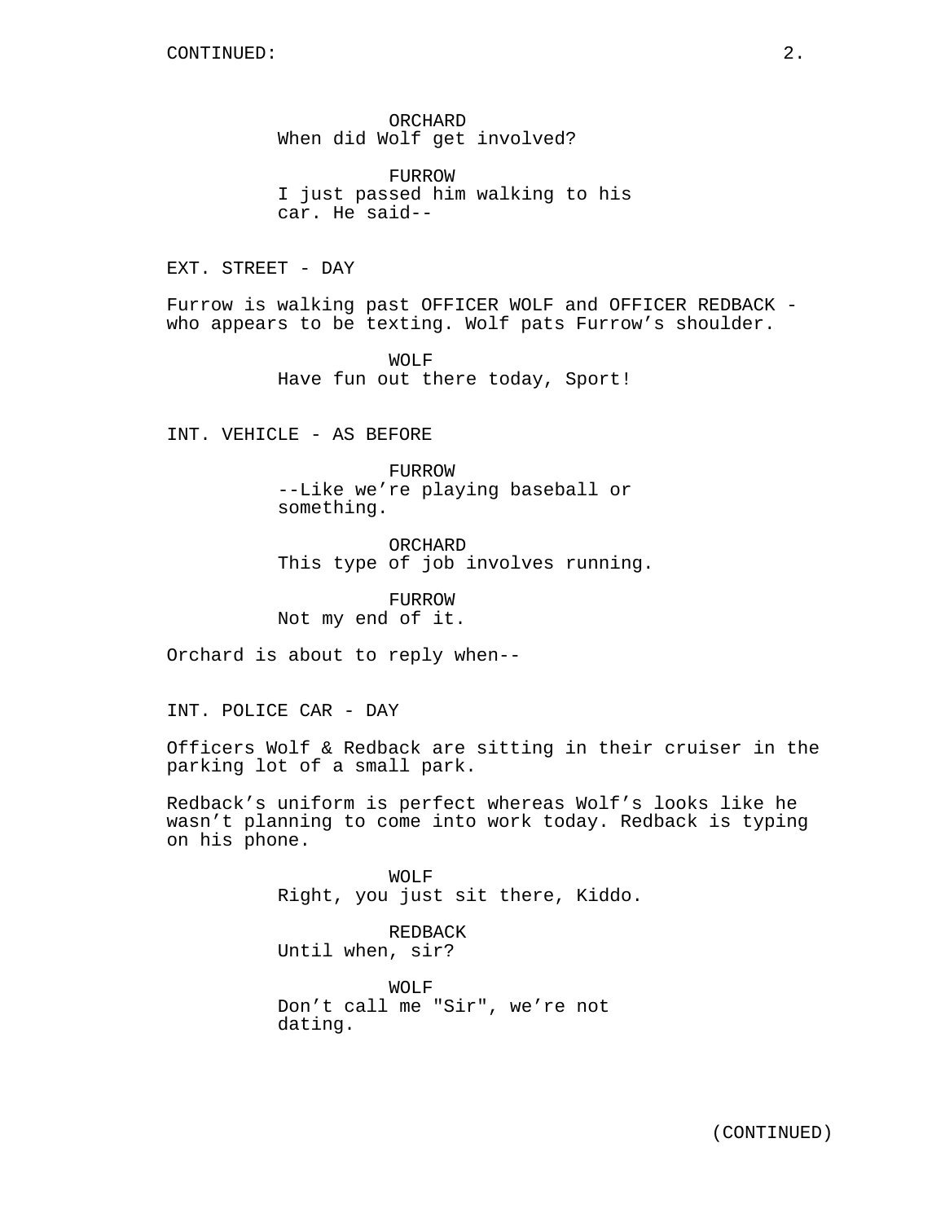ORCHARD
When did Wolf get involved?

FURROW
I just passed him walking to his car. He said--

EXT. STREET - DAY

Furrow is walking past OFFICER WOLF and OFFICER REDBACK - who appears to be texting. Wolf pats Furrow's shoulder.

WOLF
Have fun out there today, Sport!

INT. VEHICLE - AS BEFORE

FURROW
--Like we're playing baseball or something.

ORCHARD
This type of job involves running.

FURROW
Not my end of it.

Orchard is about to reply when--

INT. POLICE CAR - DAY

Officers Wolf & Redback are sitting in their cruiser in the parking lot of a small park.

Redback's uniform is perfect whereas Wolf's looks like he wasn't planning to come into work today. Redback is typing on his phone.

WOLF
Right, you just sit there, Kiddo.

REDBACK
Until when, sir?

WOLF
Don't call me "Sir", we're not dating.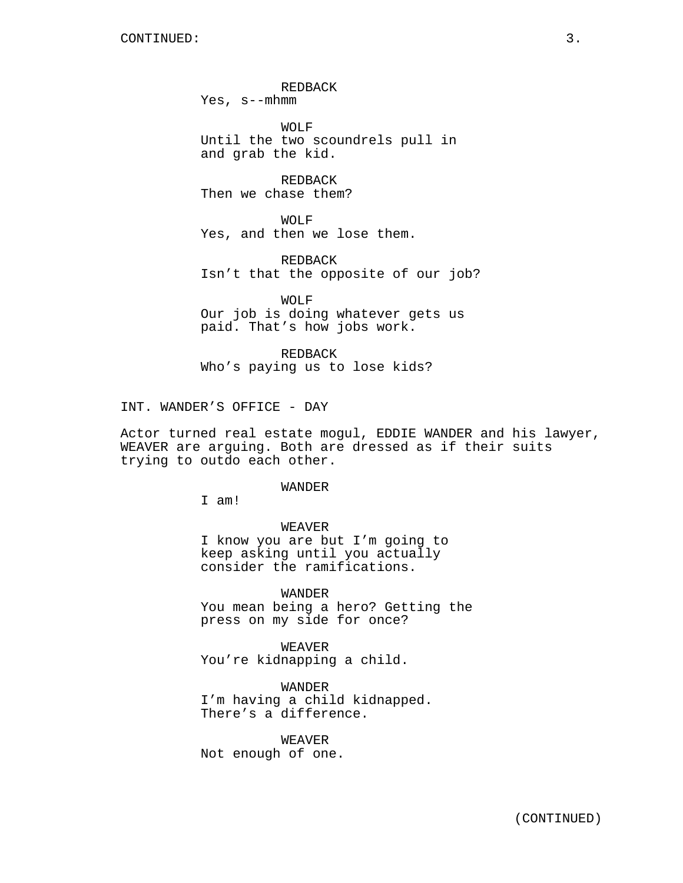REDBACK
Yes, s--mhmm

WOLF
Until the two scoundrels pull in and grab the kid.

REDBACK
Then we chase them?

WOLF
Yes, and then we lose them.

REDBACK
Isn't that the opposite of our job?

WOLF
Our job is doing whatever gets us paid. That's how jobs work.

REDBACK
Who's paying us to lose kids?

INT. WANDER'S OFFICE - DAY

Actor turned real estate mogul, EDDIE WANDER and his lawyer, WEAVER are arguing. Both are dressed as if their suits trying to outdo each other.

WANDER
I am!

WEAVER
I know you are but I'm going to keep asking until you actually consider the ramifications.

WANDER
You mean being a hero? Getting the press on my side for once?

WEAVER
You're kidnapping a child.

WANDER
I'm having a child kidnapped. There's a difference.

WEAVER
Not enough of one.

(CONTINUED)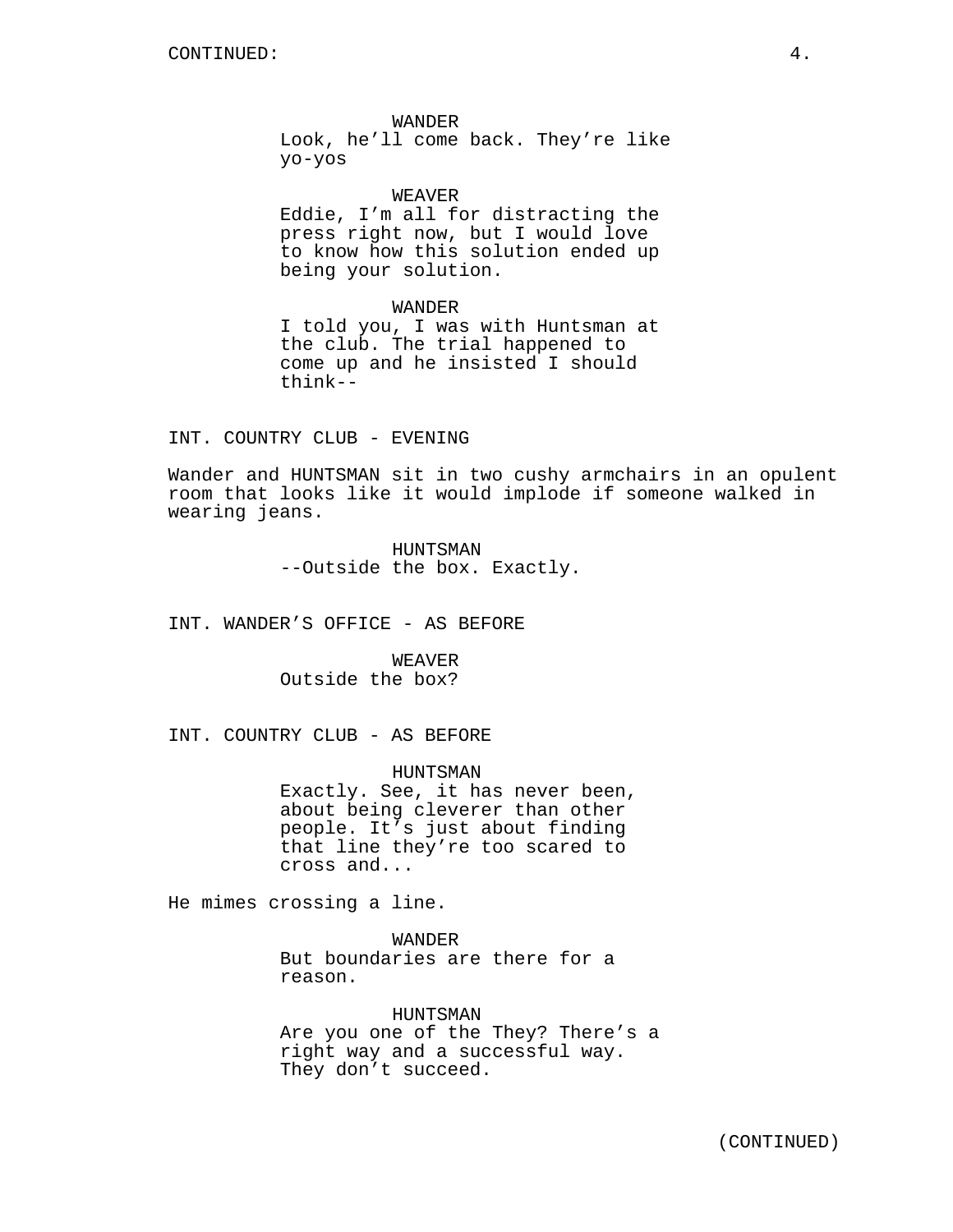WANDER
Look, he'll come back. They're like yo-yos

WEAVER
Eddie, I'm all for distracting the press right now, but I would love to know how this solution ended up being your solution.

WANDER
I told you, I was with Huntsman at the club. The trial happened to come up and he insisted I should think--

INT. COUNTRY CLUB - EVENING

Wander and HUNTSMAN sit in two cushy armchairs in an opulent room that looks like it would implode if someone walked in wearing jeans.

HUNTSMAN
--Outside the box. Exactly.

INT. WANDER'S OFFICE - AS BEFORE

WEAVER
Outside the box?

INT. COUNTRY CLUB - AS BEFORE

HUNTSMAN
Exactly. See, it has never been, about being cleverer than other people. It's just about finding that line they're too scared to cross and...

He mimes crossing a line.

WANDER
But boundaries are there for a reason.

HUNTSMAN
Are you one of the They? There's a right way and a successful way. They don't succeed.

(CONTINUED)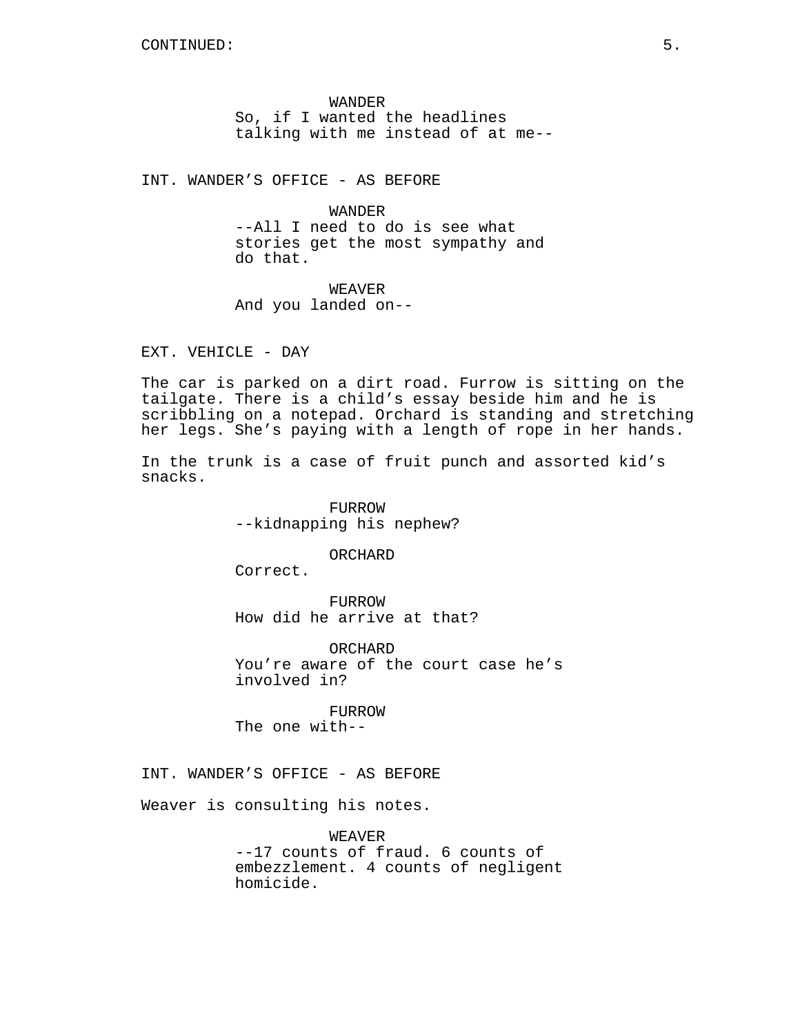CONTINUED:

WANDER
So, if I wanted the headlines talking with me instead of at me--

INT. WANDER'S OFFICE - AS BEFORE

WANDER
--All I need to do is see what stories get the most sympathy and do that.

WEAVER
And you landed on--

EXT. VEHICLE - DAY

The car is parked on a dirt road. Furrow is sitting on the tailgate. There is a child's essay beside him and he is scribbling on a notepad. Orchard is standing and stretching her legs. She's paying with a length of rope in her hands.

In the trunk is a case of fruit punch and assorted kid's snacks.

FURROW
--kidnapping his nephew?

ORCHARD
Correct.

FURROW
How did he arrive at that?

ORCHARD
You're aware of the court case he's involved in?

FURROW
The one with--

INT. WANDER'S OFFICE - AS BEFORE

Weaver is consulting his notes.

WEAVER
--17 counts of fraud. 6 counts of embezzlement. 4 counts of negligent homicide.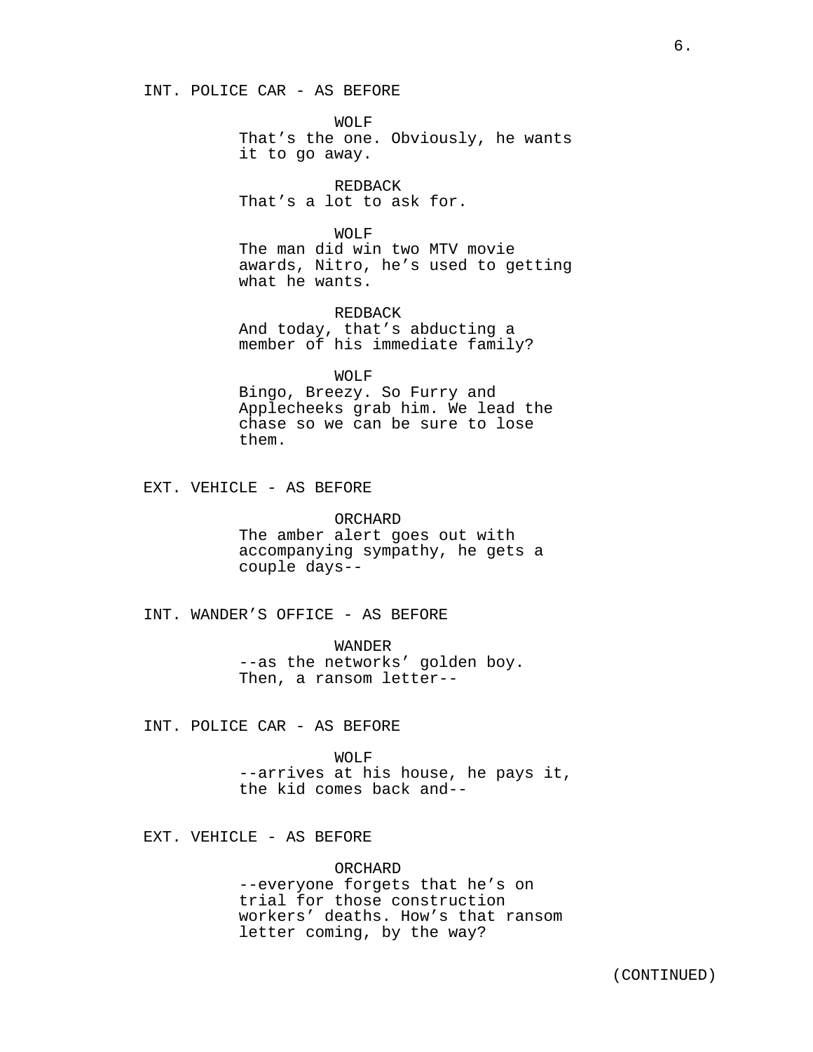INT. POLICE CAR - AS BEFORE

WOLF
That's the one. Obviously, he wants it to go away.

REDBACK
That's a lot to ask for.

WOLF
The man did win two MTV movie awards, Nitro, he's used to getting what he wants.

REDBACK
And today, that's abducting a member of his immediate family?

WOLF
Bingo, Breezy. So Furry and Applecheeks grab him. We lead the chase so we can be sure to lose them.

EXT. VEHICLE - AS BEFORE

ORCHARD
The amber alert goes out with accompanying sympathy, he gets a couple days--

INT. WANDER'S OFFICE - AS BEFORE

WANDER
--as the networks' golden boy. Then, a ransom letter--

INT. POLICE CAR - AS BEFORE

WOLF
--arrives at his house, he pays it, the kid comes back and--

EXT. VEHICLE - AS BEFORE

ORCHARD
--everyone forgets that he's on trial for those construction workers' deaths. How's that ransom letter coming, by the way?

(CONTINUED)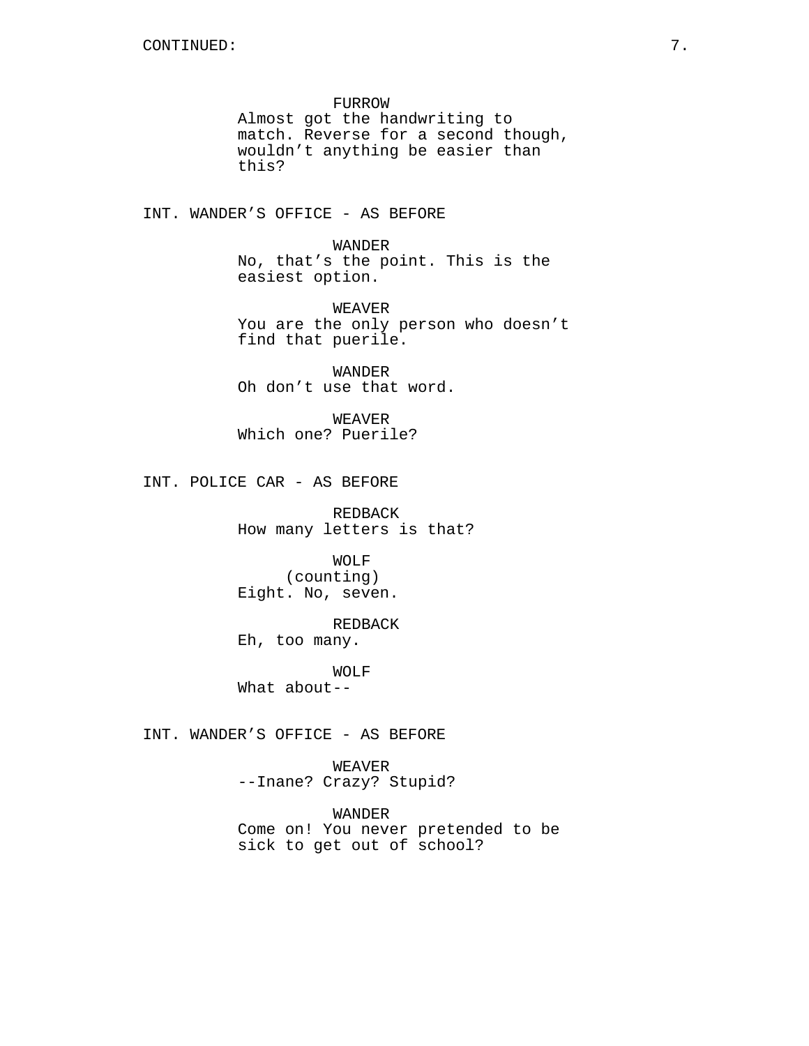FURROW
Almost got the handwriting to match. Reverse for a second though, wouldn’t anything be easier than this?

INT. WANDER’S OFFICE - AS BEFORE

WANDER
No, that’s the point. This is the easiest option.

WEAVER
You are the only person who doesn’t find that puerile.

WANDER
Oh don’t use that word.

WEAVER
Which one? Puerile?

INT. POLICE CAR - AS BEFORE

REDBACK
How many letters is that?

WOLF
(counting)
Eight. No, seven.

REDBACK
Eh, too many.

WOLF
What about--

INT. WANDER’S OFFICE - AS BEFORE

WEAVER
--Inane? Crazy? Stupid?

WANDER
Come on! You never pretended to be sick to get out of school?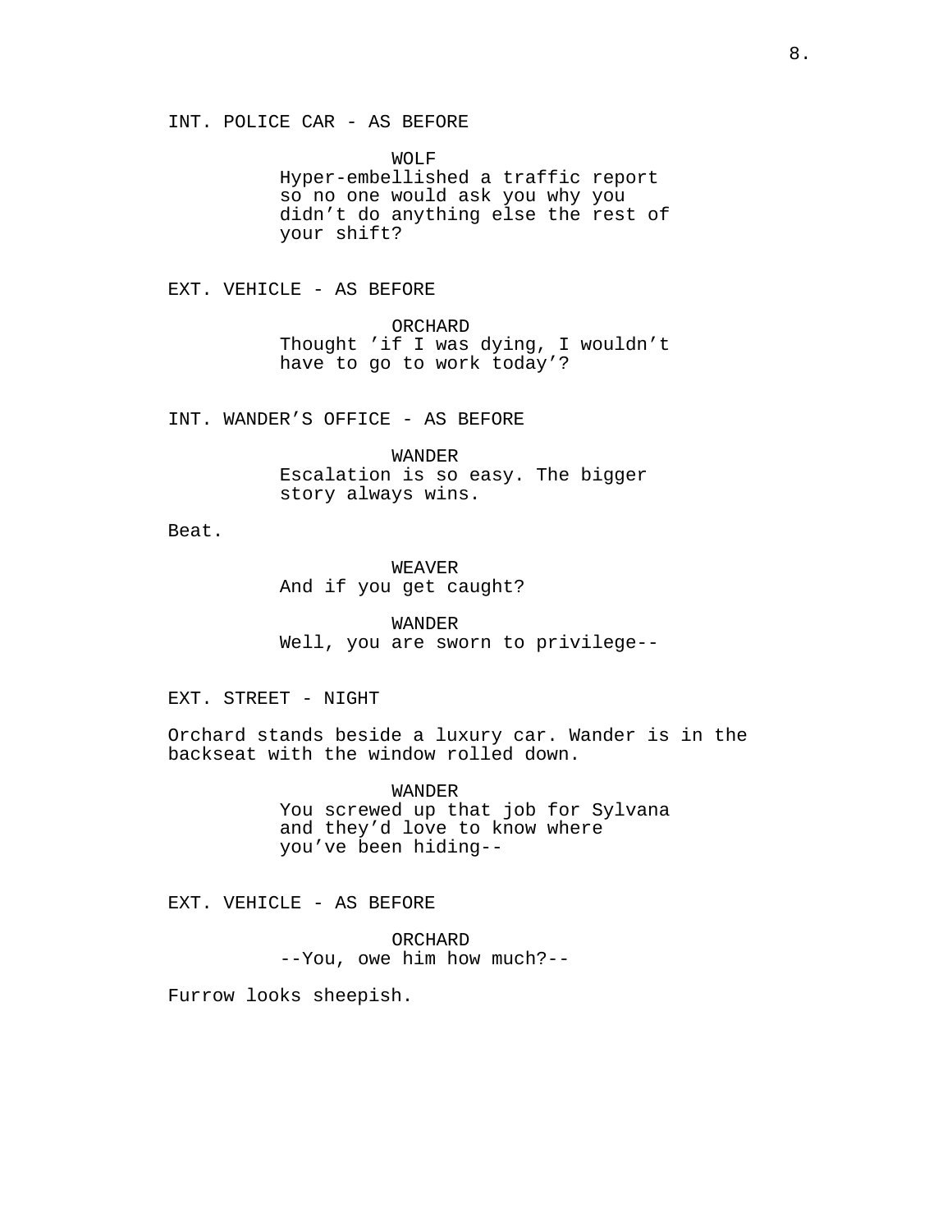INT. POLICE CAR - AS BEFORE

WOLF
Hyper-embellished a traffic report so no one would ask you why you didn’t do anything else the rest of your shift?

EXT. VEHICLE - AS BEFORE

ORCHARD
Thought ’if I was dying, I wouldn’t have to go to work today’?

INT. WANDER’S OFFICE - AS BEFORE

WANDER
Escalation is so easy. The bigger story always wins.

Beat.

WEAVER
And if you get caught?

WANDER
Well, you are sworn to privilege--

EXT. STREET - NIGHT

Orchard stands beside a luxury car. Wander is in the backseat with the window rolled down.

WANDER
You screwed up that job for Sylvana and they’d love to know where you’ve been hiding--

EXT. VEHICLE - AS BEFORE

ORCHARD
--You, owe him how much?--

Furrow looks sheepish.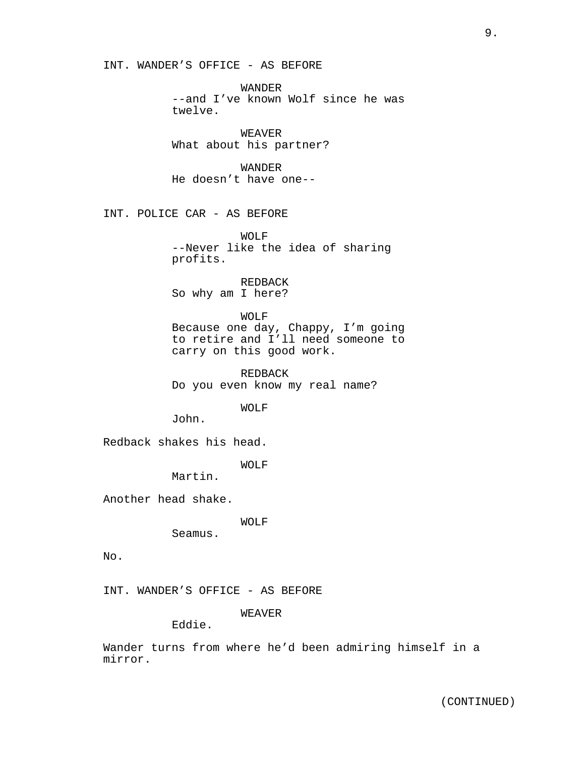INT. WANDER'S OFFICE - AS BEFORE

WANDER
--and I've known Wolf since he was twelve.

WEAVER
What about his partner?

WANDER
He doesn't have one--

INT. POLICE CAR - AS BEFORE

WOLF
--Never like the idea of sharing profits.

REDBACK
So why am I here?

WOLF
Because one day, Chappy, I'm going to retire and I'll need someone to carry on this good work.

REDBACK
Do you even know my real name?

WOLF
John.

Redback shakes his head.

WOLF
Martin.

Another head shake.

WOLF
Seamus.

No.

INT. WANDER'S OFFICE - AS BEFORE

WEAVER
Eddie.

Wander turns from where he'd been admiring himself in a mirror.

(CONTINUED)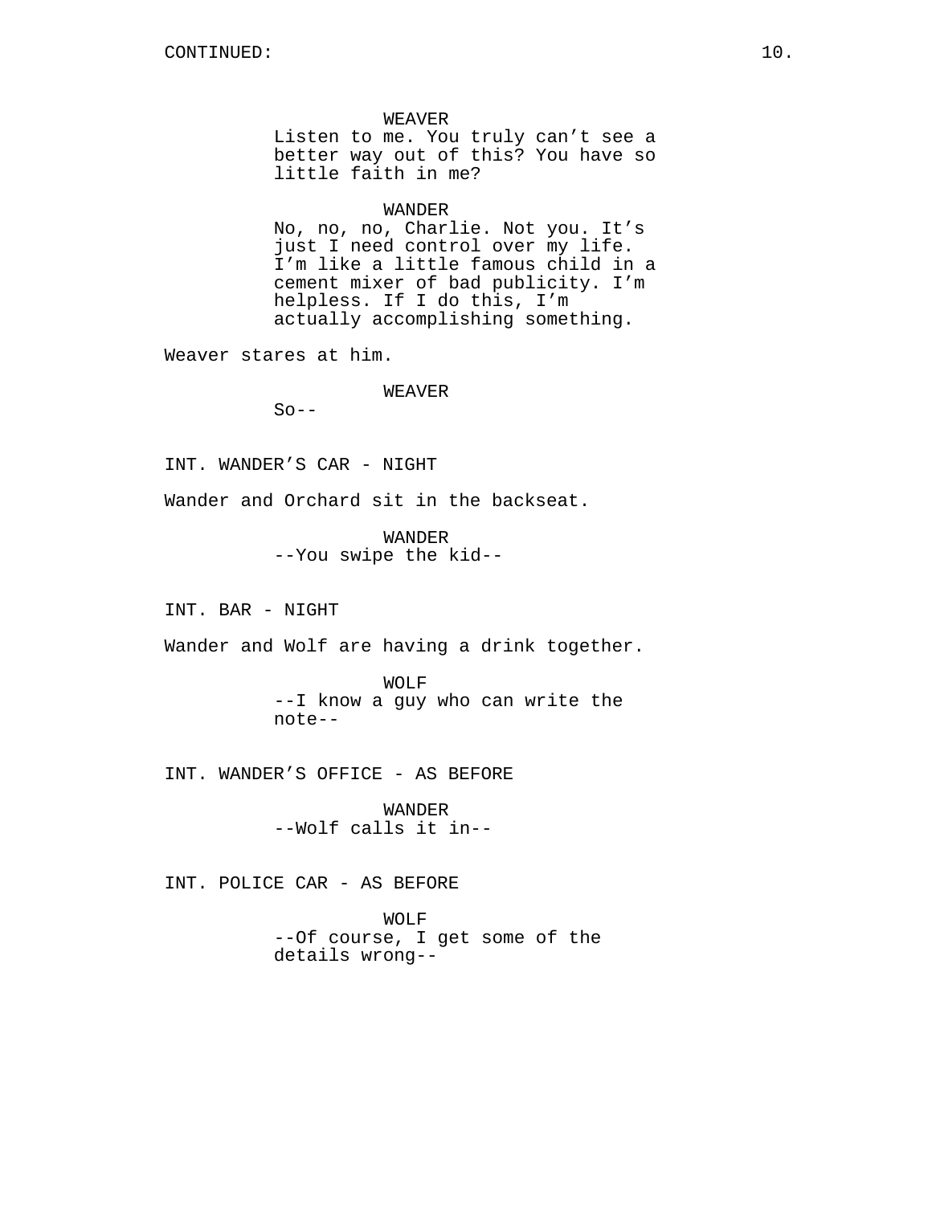CONTINUED:

WEAVER
Listen to me. You truly can't see a better way out of this? You have so little faith in me?

WANDER
No, no, no, Charlie. Not you. It's just I need control over my life. I'm like a little famous child in a cement mixer of bad publicity. I'm helpless. If I do this, I'm actually accomplishing something.

Weaver stares at him.

WEAVER
So--

INT. WANDER'S CAR - NIGHT

Wander and Orchard sit in the backseat.

WANDER
--You swipe the kid--

INT. BAR - NIGHT

Wander and Wolf are having a drink together.

WOLF
--I know a guy who can write the note--

INT. WANDER'S OFFICE - AS BEFORE

WANDER
--Wolf calls it in--

INT. POLICE CAR - AS BEFORE

WOLF
--Of course, I get some of the details wrong--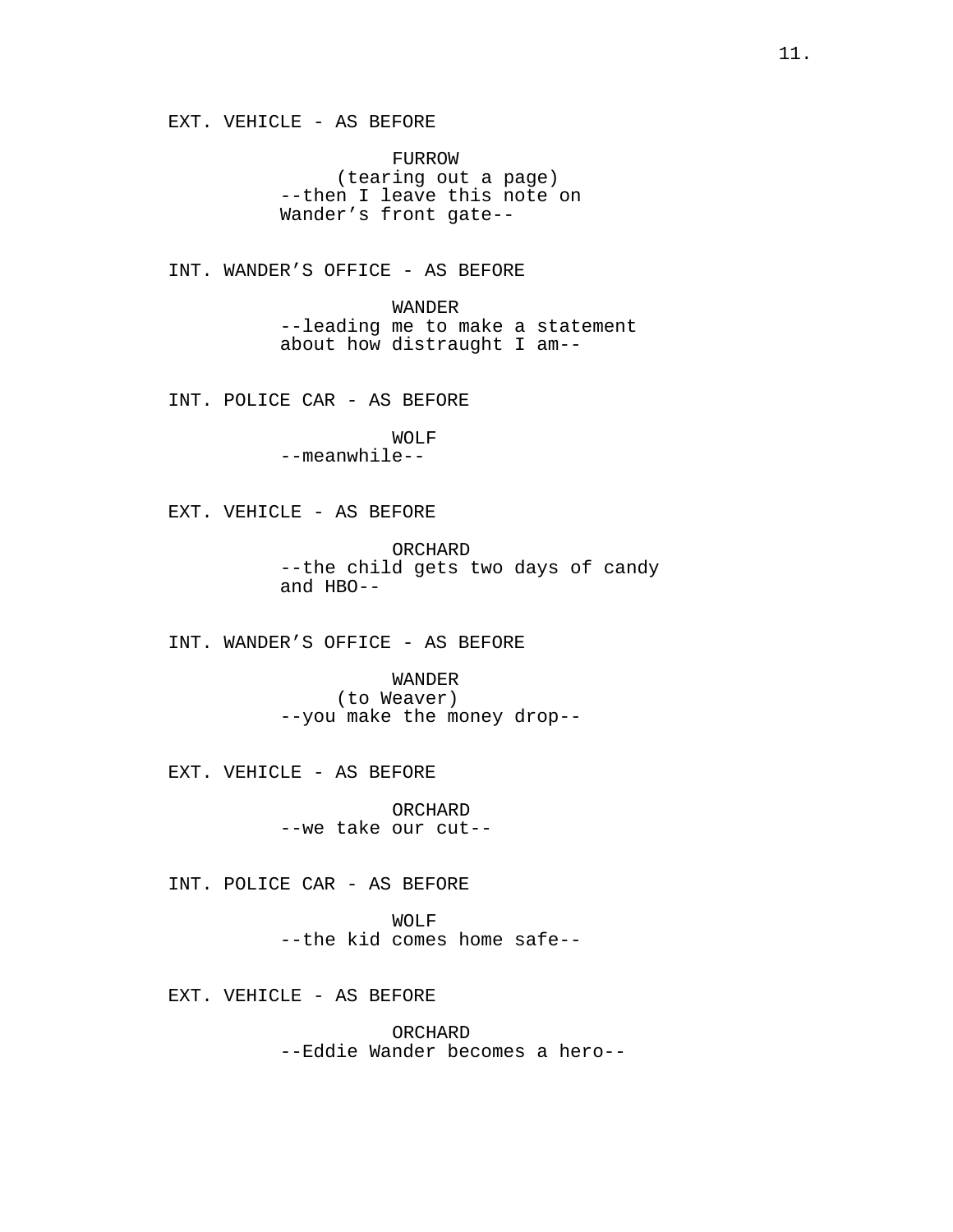EXT. VEHICLE - AS BEFORE

FURROW
(tearing out a page)
--then I leave this note on
Wander's front gate--

INT. WANDER'S OFFICE - AS BEFORE

WANDER
--leading me to make a statement
about how distraught I am--

INT. POLICE CAR - AS BEFORE

WOLF
--meanwhile--

EXT. VEHICLE - AS BEFORE

ORCHARD
--the child gets two days of candy
and HBO--

INT. WANDER'S OFFICE - AS BEFORE

WANDER
(to Weaver)
--you make the money drop--

EXT. VEHICLE - AS BEFORE

ORCHARD
--we take our cut--

INT. POLICE CAR - AS BEFORE

WOLF
--the kid comes home safe--

EXT. VEHICLE - AS BEFORE

ORCHARD
--Eddie Wander becomes a hero--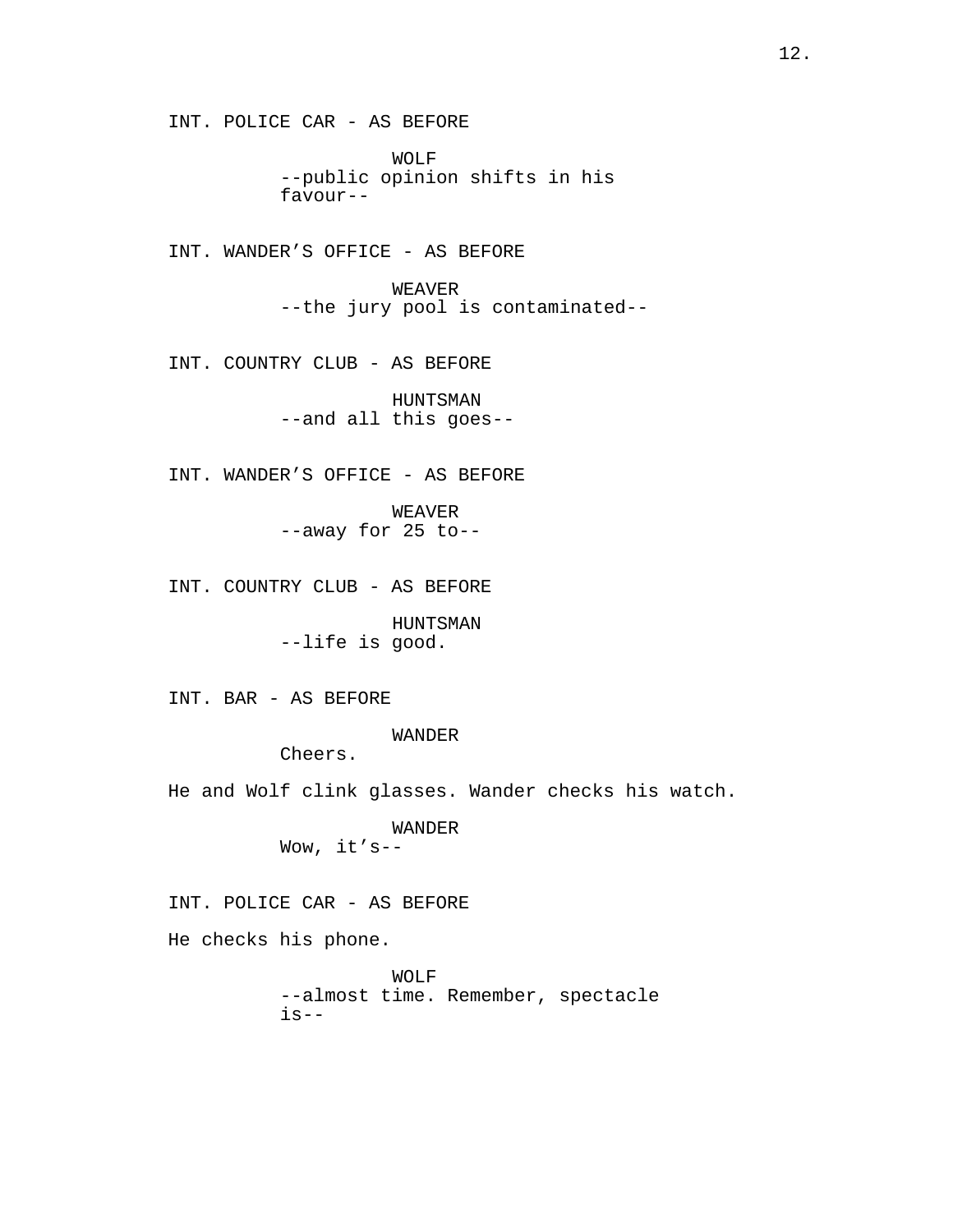INT. POLICE CAR - AS BEFORE

WOLF
--public opinion shifts in his favour--

INT. WANDER’S OFFICE - AS BEFORE

WEAVER
--the jury pool is contaminated--

INT. COUNTRY CLUB - AS BEFORE

HUNTSMAN
--and all this goes--

INT. WANDER’S OFFICE - AS BEFORE

WEAVER
--away for 25 to--

INT. COUNTRY CLUB - AS BEFORE

HUNTSMAN
--life is good.

INT. BAR - AS BEFORE

WANDER
Cheers.

He and Wolf clink glasses. Wander checks his watch.

WANDER
Wow, it’s--

INT. POLICE CAR - AS BEFORE

He checks his phone.

WOLF
--almost time. Remember, spectacle is--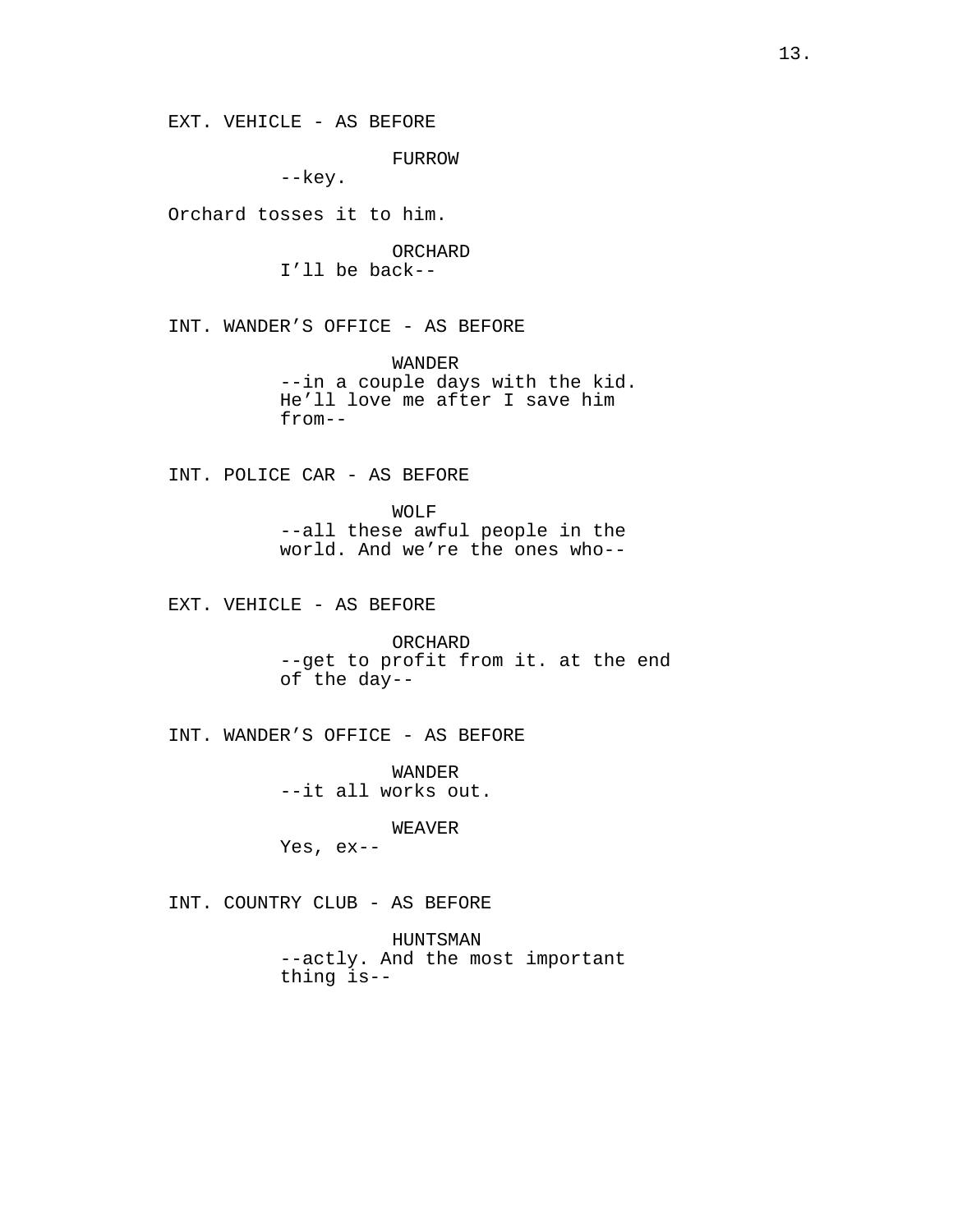EXT. VEHICLE - AS BEFORE

FURROW

--key.

Orchard tosses it to him.

ORCHARD

I'll be back--

INT. WANDER'S OFFICE - AS BEFORE

WANDER

--in a couple days with the kid. He'll love me after I save him from--

INT. POLICE CAR - AS BEFORE

WOLF

--all these awful people in the world. And we're the ones who--

EXT. VEHICLE - AS BEFORE

ORCHARD

--get to profit from it. at the end of the day--

INT. WANDER'S OFFICE - AS BEFORE

WANDER

--it all works out.

WEAVER

Yes, ex--

INT. COUNTRY CLUB - AS BEFORE

HUNTSMAN

--actly. And the most important thing is--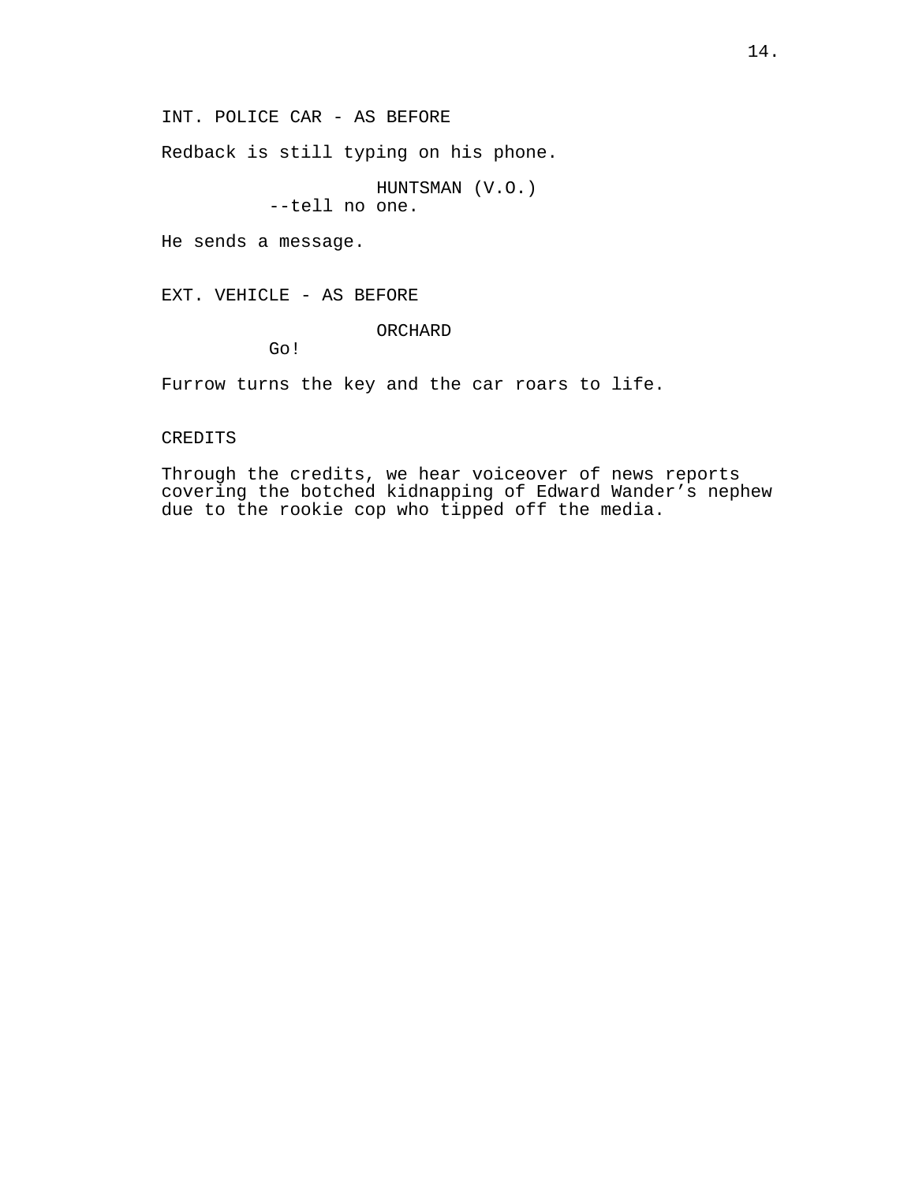INT. POLICE CAR - AS BEFORE

Redback is still typing on his phone.

HUNTSMAN (V.O.)
--tell no one.

He sends a message.

EXT. VEHICLE - AS BEFORE

ORCHARD
Go!

Furrow turns the key and the car roars to life.

CREDITS

Through the credits, we hear voiceover of news reports covering the botched kidnapping of Edward Wander’s nephew due to the rookie cop who tipped off the media.